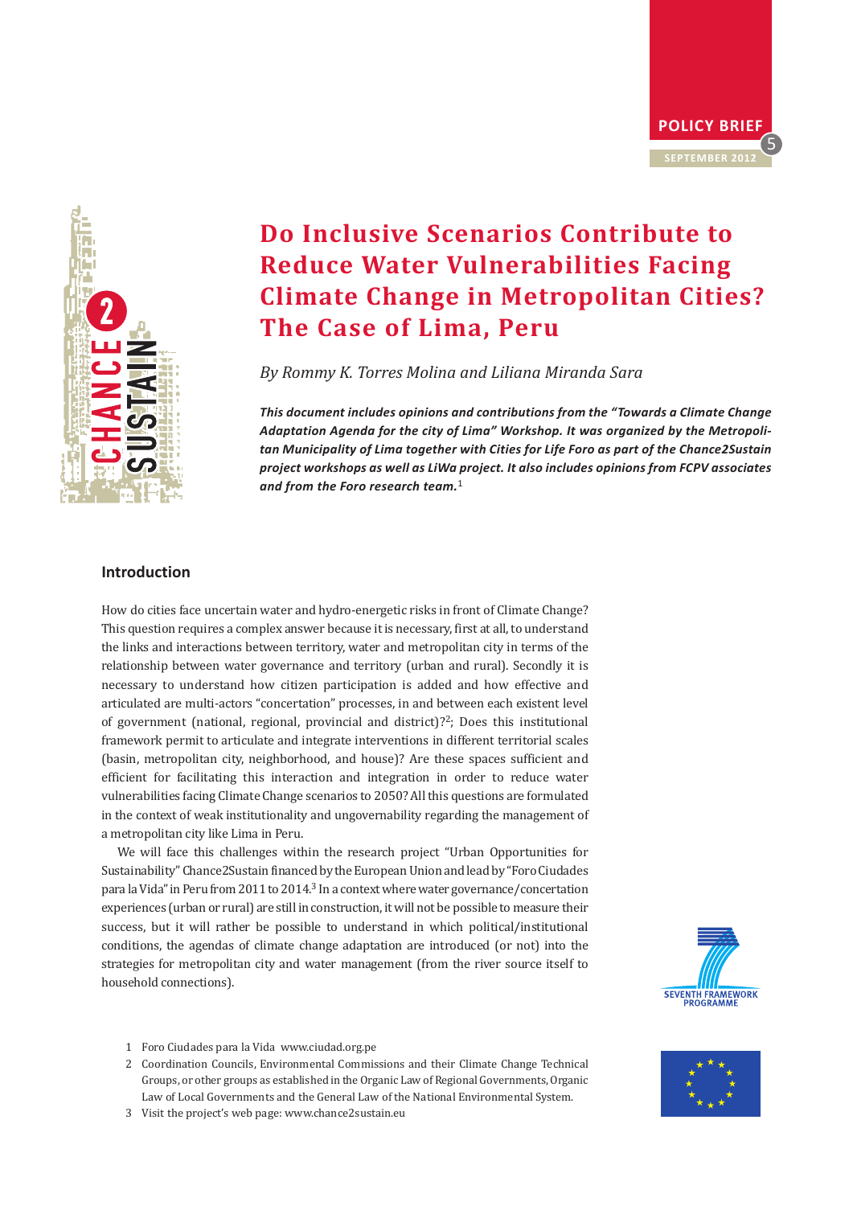POLICY BRIEF 5

SEPTEMBER 2012

# Do Inclusive Scenarios Contribute to Reduce Water Vulnerabilities Facing Climate Change in Metropolitan Cities? The Case of Lima, Peru

*By Rommy K. Torres Molina and Liliana Miranda Sara*

***This document includes opinions and contributions from the "Towards a Climate Change Adaptation Agenda for the city of Lima" Workshop. It was organized by the Metropolitan Municipality of Lima together with Cities for Life Foro as part of the Chance2Sustain project workshops as well as LiWa project. It also includes opinions from FCPV associates and from the Foro research team.***[1]

## Introduction

How do cities face uncertain water and hydro-energetic risks in front of Climate Change? This question requires a complex answer because it is necessary, first at all, to understand the links and interactions between territory, water and metropolitan city in terms of the relationship between water governance and territory (urban and rural). Secondly it is necessary to understand how citizen participation is added and how effective and articulated are multi-actors "concertation" processes, in and between each existent level of government (national, regional, provincial and district)?[2]; Does this institutional framework permit to articulate and integrate interventions in different territorial scales (basin, metropolitan city, neighborhood, and house)? Are these spaces sufficient and efficient for facilitating this interaction and integration in order to reduce water vulnerabilities facing Climate Change scenarios to 2050? All this questions are formulated in the context of weak institutionality and ungovernability regarding the management of a metropolitan city like Lima in Peru.

We will face this challenges within the research project "Urban Opportunities for Sustainability" Chance2Sustain financed by the European Union and lead by "Foro Ciudades para la Vida" in Peru from 2011 to 2014.[3] In a context where water governance/concertation experiences (urban or rural) are still in construction, it will not be possible to measure their success, but it will rather be possible to understand in which political/institutional conditions, the agendas of climate change adaptation are introduced (or not) into the strategies for metropolitan city and water management (from the river source itself to household connections).

1 Foro Ciudades para la Vida www.ciudad.org.pe

2 Coordination Councils, Environmental Commissions and their Climate Change Technical Groups, or other groups as established in the Organic Law of Regional Governments, Organic Law of Local Governments and the General Law of the National Environmental System.

3 Visit the project's web page: www.chance2sustain.eu

SEVENTH FRAMEWORK PROGRAMME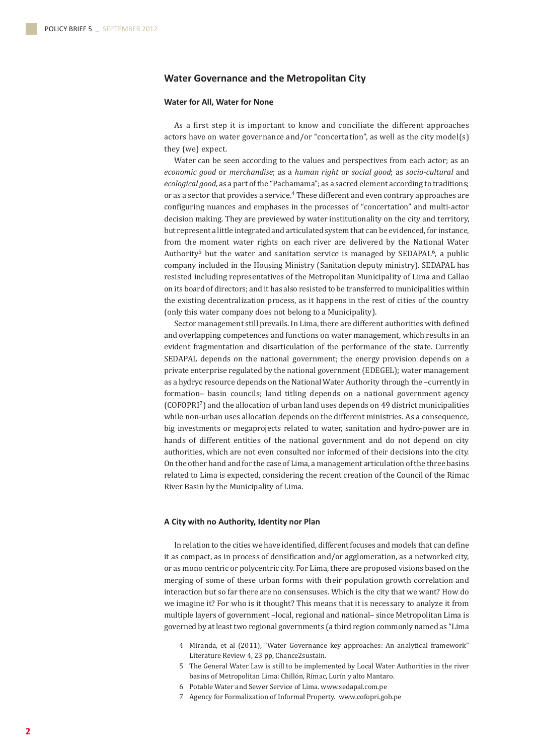## Water Governance and the Metropolitan City

### Water for All, Water for None

As a first step it is important to know and conciliate the different approaches actors have on water governance and/or "concertation", as well as the city model(s) they (we) expect.

Water can be seen according to the values and perspectives from each actor; as an *economic good* or *merchandise*; as a *human right* or *social good*; as *socio-cultural* and *ecological good*, as a part of the "Pachamama"; as a sacred element according to traditions; or as a sector that provides a service.[4] These different and even contrary approaches are configuring nuances and emphases in the processes of "concertation" and multi-actor decision making. They are previewed by water institutionality on the city and territory, but represent a little integrated and articulated system that can be evidenced, for instance, from the moment water rights on each river are delivered by the National Water Authority[5] but the water and sanitation service is managed by SEDAPAL[6], a public company included in the Housing Ministry (Sanitation deputy ministry). SEDAPAL has resisted including representatives of the Metropolitan Municipality of Lima and Callao on its board of directors; and it has also resisted to be transferred to municipalities within the existing decentralization process, as it happens in the rest of cities of the country (only this water company does not belong to a Municipality).

Sector management still prevails. In Lima, there are different authorities with defined and overlapping competences and functions on water management, which results in an evident fragmentation and disarticulation of the performance of the state. Currently SEDAPAL depends on the national government; the energy provision depends on a private enterprise regulated by the national government (EDEGEL); water management as a hydryc resource depends on the National Water Authority through the –currently in formation– basin councils; land titling depends on a national government agency (COFOPRI[7]) and the allocation of urban land uses depends on 49 district municipalities while non-urban uses allocation depends on the different ministries. As a consequence, big investments or megaprojects related to water, sanitation and hydro-power are in hands of different entities of the national government and do not depend on city authorities, which are not even consulted nor informed of their decisions into the city. On the other hand and for the case of Lima, a management articulation of the three basins related to Lima is expected, considering the recent creation of the Council of the Rimac River Basin by the Municipality of Lima.

### A City with no Authority, Identity nor Plan

In relation to the cities we have identified, different focuses and models that can define it as compact, as in process of densification and/or agglomeration, as a networked city, or as mono centric or polycentric city. For Lima, there are proposed visions based on the merging of some of these urban forms with their population growth correlation and interaction but so far there are no consensuses. Which is the city that we want? How do we imagine it? For who is it thought? This means that it is necessary to analyze it from multiple layers of government –local, regional and national– since Metropolitan Lima is governed by at least two regional governments (a third region commonly named as "Lima

4 Miranda, et al (2011), "Water Governance key approaches: An analytical framework" Literature Review 4, 23 pp, Chance2sustain.

5 The General Water Law is still to be implemented by Local Water Authorities in the river basins of Metropolitan Lima: Chillón, Rímac, Lurín y alto Mantaro.

6 Potable Water and Sewer Service of Lima. www.sedapal.com.pe

7 Agency for Formalization of Informal Property. www.cofopri.gob.pe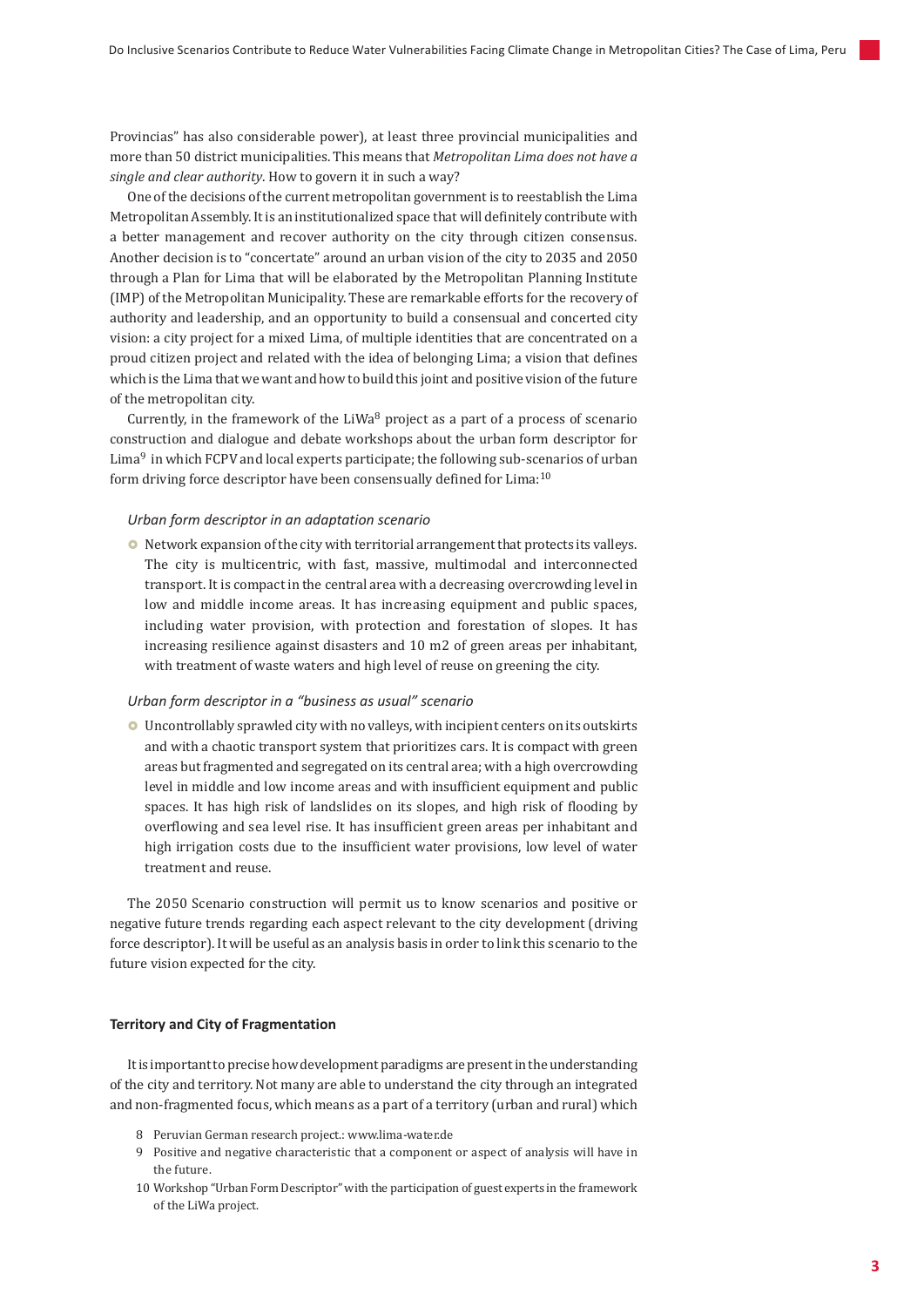Provincias" has also considerable power), at least three provincial municipalities and more than 50 district municipalities. This means that *Metropolitan Lima does not have a single and clear authority*. How to govern it in such a way?

One of the decisions of the current metropolitan government is to reestablish the Lima Metropolitan Assembly. It is an institutionalized space that will definitely contribute with a better management and recover authority on the city through citizen consensus. Another decision is to "concertate" around an urban vision of the city to 2035 and 2050 through a Plan for Lima that will be elaborated by the Metropolitan Planning Institute (IMP) of the Metropolitan Municipality. These are remarkable efforts for the recovery of authority and leadership, and an opportunity to build a consensual and concerted city vision: a city project for a mixed Lima, of multiple identities that are concentrated on a proud citizen project and related with the idea of belonging Lima; a vision that defines which is the Lima that we want and how to build this joint and positive vision of the future of the metropolitan city.

Currently, in the framework of the LiWa[8] project as a part of a process of scenario construction and dialogue and debate workshops about the urban form descriptor for Lima[9] in which FCPV and local experts participate; the following sub-scenarios of urban form driving force descriptor have been consensually defined for Lima:[10]

*Urban form descriptor in an adaptation scenario*

- Network expansion of the city with territorial arrangement that protects its valleys. The city is multicentric, with fast, massive, multimodal and interconnected transport. It is compact in the central area with a decreasing overcrowding level in low and middle income areas. It has increasing equipment and public spaces, including water provision, with protection and forestation of slopes. It has increasing resilience against disasters and 10 m2 of green areas per inhabitant, with treatment of waste waters and high level of reuse on greening the city.

*Urban form descriptor in a "business as usual" scenario*

- Uncontrollably sprawled city with no valleys, with incipient centers on its outskirts and with a chaotic transport system that prioritizes cars. It is compact with green areas but fragmented and segregated on its central area; with a high overcrowding level in middle and low income areas and with insufficient equipment and public spaces. It has high risk of landslides on its slopes, and high risk of flooding by overflowing and sea level rise. It has insufficient green areas per inhabitant and high irrigation costs due to the insufficient water provisions, low level of water treatment and reuse.

The 2050 Scenario construction will permit us to know scenarios and positive or negative future trends regarding each aspect relevant to the city development (driving force descriptor). It will be useful as an analysis basis in order to link this scenario to the future vision expected for the city.

### Territory and City of Fragmentation

It is important to precise how development paradigms are present in the understanding of the city and territory. Not many are able to understand the city through an integrated and non-fragmented focus, which means as a part of a territory (urban and rural) which

8 Peruvian German research project.: www.lima-water.de

9 Positive and negative characteristic that a component or aspect of analysis will have in the future.

10 Workshop "Urban Form Descriptor" with the participation of guest experts in the framework of the LiWa project.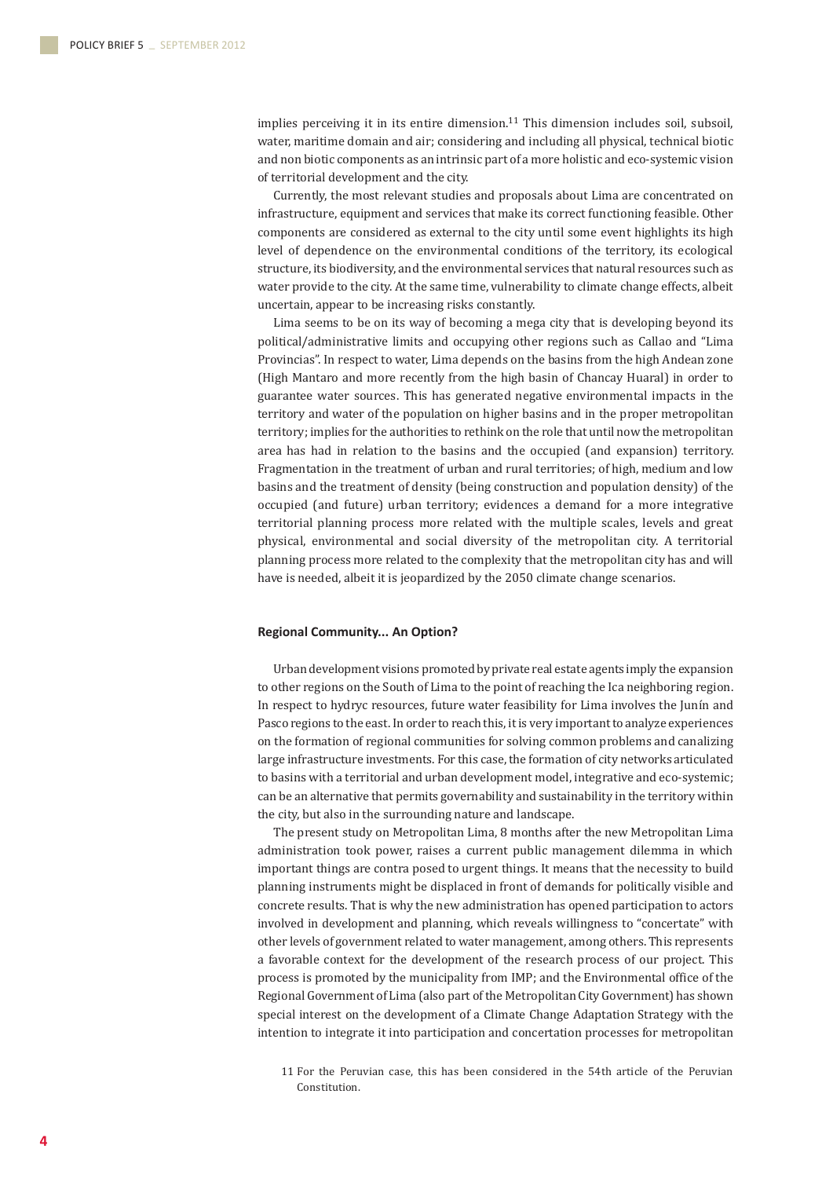implies perceiving it in its entire dimension.[11] This dimension includes soil, subsoil, water, maritime domain and air; considering and including all physical, technical biotic and non biotic components as an intrinsic part of a more holistic and eco-systemic vision of territorial development and the city.

Currently, the most relevant studies and proposals about Lima are concentrated on infrastructure, equipment and services that make its correct functioning feasible. Other components are considered as external to the city until some event highlights its high level of dependence on the environmental conditions of the territory, its ecological structure, its biodiversity, and the environmental services that natural resources such as water provide to the city. At the same time, vulnerability to climate change effects, albeit uncertain, appear to be increasing risks constantly.

Lima seems to be on its way of becoming a mega city that is developing beyond its political/administrative limits and occupying other regions such as Callao and "Lima Provincias". In respect to water, Lima depends on the basins from the high Andean zone (High Mantaro and more recently from the high basin of Chancay Huaral) in order to guarantee water sources. This has generated negative environmental impacts in the territory and water of the population on higher basins and in the proper metropolitan territory; implies for the authorities to rethink on the role that until now the metropolitan area has had in relation to the basins and the occupied (and expansion) territory. Fragmentation in the treatment of urban and rural territories; of high, medium and low basins and the treatment of density (being construction and population density) of the occupied (and future) urban territory; evidences a demand for a more integrative territorial planning process more related with the multiple scales, levels and great physical, environmental and social diversity of the metropolitan city. A territorial planning process more related to the complexity that the metropolitan city has and will have is needed, albeit it is jeopardized by the 2050 climate change scenarios.

**Regional Community... An Option?**

Urban development visions promoted by private real estate agents imply the expansion to other regions on the South of Lima to the point of reaching the Ica neighboring region. In respect to hydryc resources, future water feasibility for Lima involves the Junín and Pasco regions to the east. In order to reach this, it is very important to analyze experiences on the formation of regional communities for solving common problems and canalizing large infrastructure investments. For this case, the formation of city networks articulated to basins with a territorial and urban development model, integrative and eco-systemic; can be an alternative that permits governability and sustainability in the territory within the city, but also in the surrounding nature and landscape.

The present study on Metropolitan Lima, 8 months after the new Metropolitan Lima administration took power, raises a current public management dilemma in which important things are contra posed to urgent things. It means that the necessity to build planning instruments might be displaced in front of demands for politically visible and concrete results. That is why the new administration has opened participation to actors involved in development and planning, which reveals willingness to "concertate" with other levels of government related to water management, among others. This represents a favorable context for the development of the research process of our project. This process is promoted by the municipality from IMP; and the Environmental office of the Regional Government of Lima (also part of the Metropolitan City Government) has shown special interest on the development of a Climate Change Adaptation Strategy with the intention to integrate it into participation and concertation processes for metropolitan

11 For the Peruvian case, this has been considered in the 54th article of the Peruvian Constitution.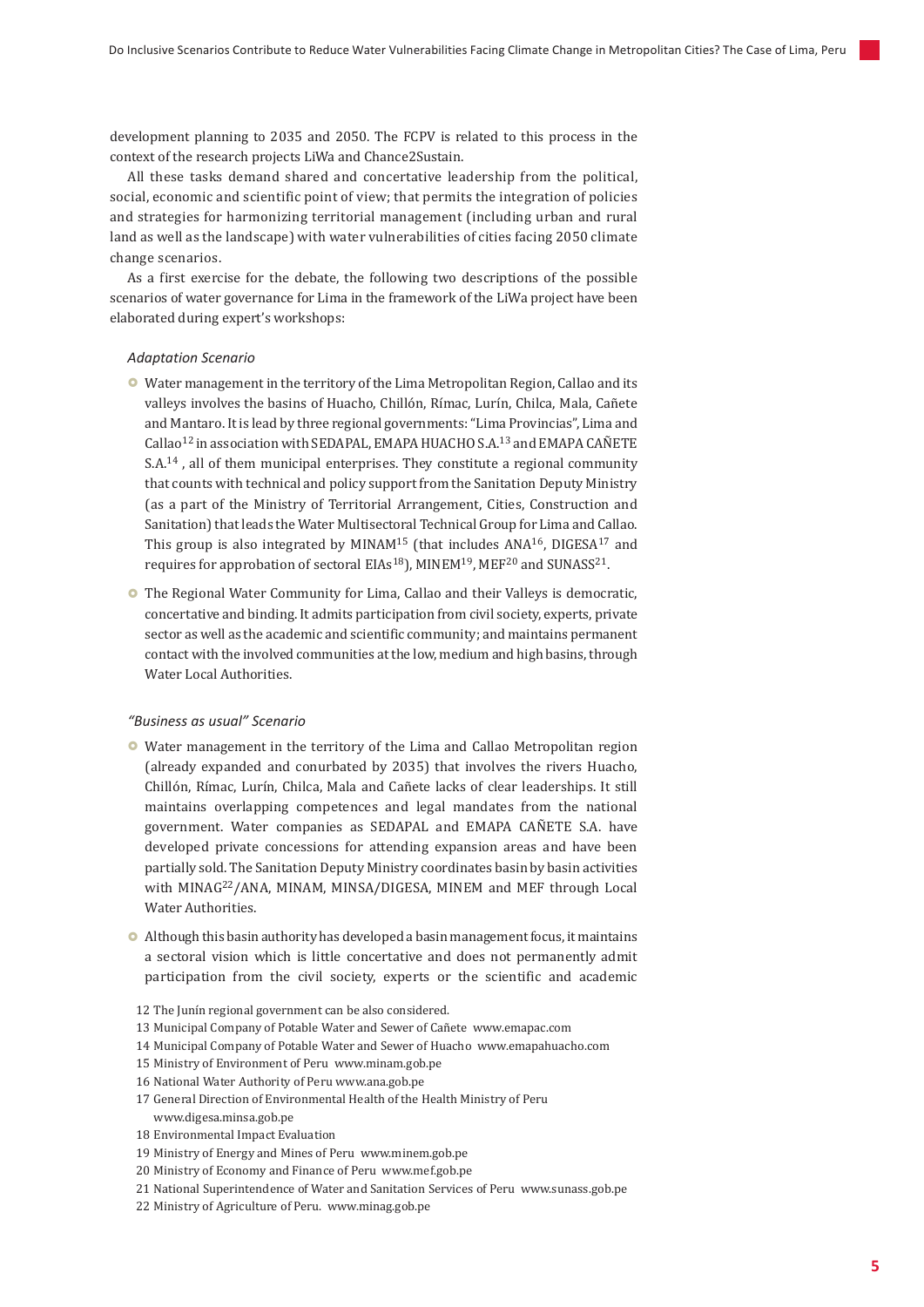development planning to 2035 and 2050. The FCPV is related to this process in the context of the research projects LiWa and Chance2Sustain.

All these tasks demand shared and concertative leadership from the political, social, economic and scientific point of view; that permits the integration of policies and strategies for harmonizing territorial management (including urban and rural land as well as the landscape) with water vulnerabilities of cities facing 2050 climate change scenarios.

As a first exercise for the debate, the following two descriptions of the possible scenarios of water governance for Lima in the framework of the LiWa project have been elaborated during expert's workshops:

*Adaptation Scenario*

- Water management in the territory of the Lima Metropolitan Region, Callao and its valleys involves the basins of Huacho, Chillón, Rímac, Lurín, Chilca, Mala, Cañete and Mantaro. It is lead by three regional governments: "Lima Provincias", Lima and Callao[12] in association with SEDAPAL, EMAPA HUACHO S.A.[13] and EMAPA CAÑETE S.A.[14] , all of them municipal enterprises. They constitute a regional community that counts with technical and policy support from the Sanitation Deputy Ministry (as a part of the Ministry of Territorial Arrangement, Cities, Construction and Sanitation) that leads the Water Multisectoral Technical Group for Lima and Callao. This group is also integrated by MINAM[15] (that includes ANA[16], DIGESA[17] and requires for approbation of sectoral EIAs[18]), MINEM[19], MEF[20] and SUNASS[21].
- The Regional Water Community for Lima, Callao and their Valleys is democratic, concertative and binding. It admits participation from civil society, experts, private sector as well as the academic and scientific community; and maintains permanent contact with the involved communities at the low, medium and high basins, through Water Local Authorities.

*"Business as usual" Scenario*

- Water management in the territory of the Lima and Callao Metropolitan region (already expanded and conurbated by 2035) that involves the rivers Huacho, Chillón, Rímac, Lurín, Chilca, Mala and Cañete lacks of clear leaderships. It still maintains overlapping competences and legal mandates from the national government. Water companies as SEDAPAL and EMAPA CAÑETE S.A. have developed private concessions for attending expansion areas and have been partially sold. The Sanitation Deputy Ministry coordinates basin by basin activities with MINAG[22]/ANA, MINAM, MINSA/DIGESA, MINEM and MEF through Local Water Authorities.
- Although this basin authority has developed a basin management focus, it maintains a sectoral vision which is little concertative and does not permanently admit participation from the civil society, experts or the scientific and academic

12 The Junín regional government can be also considered.
13 Municipal Company of Potable Water and Sewer of Cañete www.emapac.com
14 Municipal Company of Potable Water and Sewer of Huacho www.emapahuacho.com
15 Ministry of Environment of Peru www.minam.gob.pe
16 National Water Authority of Peru www.ana.gob.pe
17 General Direction of Environmental Health of the Health Ministry of Peru www.digesa.minsa.gob.pe
18 Environmental Impact Evaluation
19 Ministry of Energy and Mines of Peru www.minem.gob.pe
20 Ministry of Economy and Finance of Peru www.mef.gob.pe
21 National Superintendence of Water and Sanitation Services of Peru www.sunass.gob.pe
22 Ministry of Agriculture of Peru. www.minag.gob.pe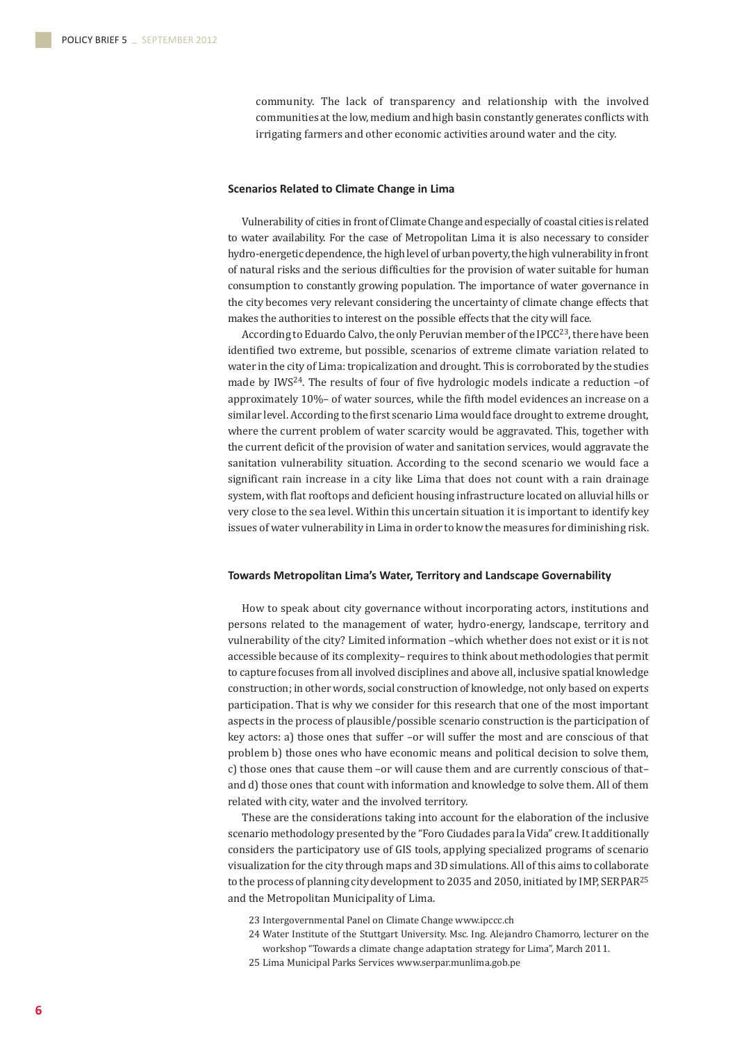community. The lack of transparency and relationship with the involved communities at the low, medium and high basin constantly generates conflicts with irrigating farmers and other economic activities around water and the city.

### Scenarios Related to Climate Change in Lima

Vulnerability of cities in front of Climate Change and especially of coastal cities is related to water availability. For the case of Metropolitan Lima it is also necessary to consider hydro-energetic dependence, the high level of urban poverty, the high vulnerability in front of natural risks and the serious difficulties for the provision of water suitable for human consumption to constantly growing population. The importance of water governance in the city becomes very relevant considering the uncertainty of climate change effects that makes the authorities to interest on the possible effects that the city will face.

According to Eduardo Calvo, the only Peruvian member of the IPCC[23], there have been identified two extreme, but possible, scenarios of extreme climate variation related to water in the city of Lima: tropicalization and drought. This is corroborated by the studies made by IWS[24]. The results of four of five hydrologic models indicate a reduction –of approximately 10%– of water sources, while the fifth model evidences an increase on a similar level. According to the first scenario Lima would face drought to extreme drought, where the current problem of water scarcity would be aggravated. This, together with the current deficit of the provision of water and sanitation services, would aggravate the sanitation vulnerability situation. According to the second scenario we would face a significant rain increase in a city like Lima that does not count with a rain drainage system, with flat rooftops and deficient housing infrastructure located on alluvial hills or very close to the sea level. Within this uncertain situation it is important to identify key issues of water vulnerability in Lima in order to know the measures for diminishing risk.

### Towards Metropolitan Lima's Water, Territory and Landscape Governability

How to speak about city governance without incorporating actors, institutions and persons related to the management of water, hydro-energy, landscape, territory and vulnerability of the city? Limited information –which whether does not exist or it is not accessible because of its complexity– requires to think about methodologies that permit to capture focuses from all involved disciplines and above all, inclusive spatial knowledge construction; in other words, social construction of knowledge, not only based on experts participation. That is why we consider for this research that one of the most important aspects in the process of plausible/possible scenario construction is the participation of key actors: a) those ones that suffer –or will suffer the most and are conscious of that problem b) those ones who have economic means and political decision to solve them, c) those ones that cause them –or will cause them and are currently conscious of that– and d) those ones that count with information and knowledge to solve them. All of them related with city, water and the involved territory.

These are the considerations taking into account for the elaboration of the inclusive scenario methodology presented by the "Foro Ciudades para la Vida" crew. It additionally considers the participatory use of GIS tools, applying specialized programs of scenario visualization for the city through maps and 3D simulations. All of this aims to collaborate to the process of planning city development to 2035 and 2050, initiated by IMP, SERPAR[25] and the Metropolitan Municipality of Lima.

23 Intergovernmental Panel on Climate Change www.ipccc.ch

24 Water Institute of the Stuttgart University. Msc. Ing. Alejandro Chamorro, lecturer on the workshop "Towards a climate change adaptation strategy for Lima", March 2011.

25 Lima Municipal Parks Services www.serpar.munlima.gob.pe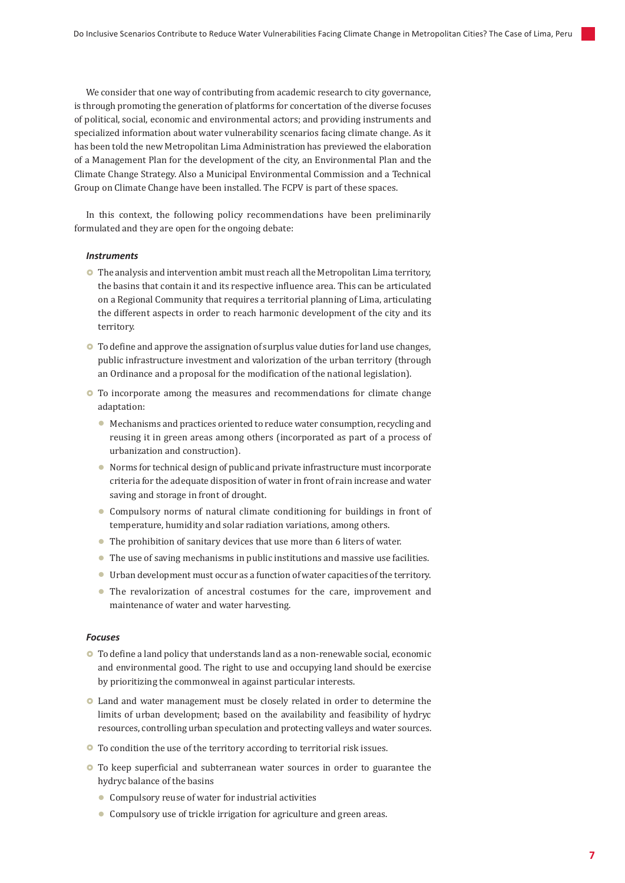We consider that one way of contributing from academic research to city governance, is through promoting the generation of platforms for concertation of the diverse focuses of political, social, economic and environmental actors; and providing instruments and specialized information about water vulnerability scenarios facing climate change. As it has been told the new Metropolitan Lima Administration has previewed the elaboration of a Management Plan for the development of the city, an Environmental Plan and the Climate Change Strategy. Also a Municipal Environmental Commission and a Technical Group on Climate Change have been installed. The FCPV is part of these spaces.

In this context, the following policy recommendations have been preliminarily formulated and they are open for the ongoing debate:

***Instruments***

- The analysis and intervention ambit must reach all the Metropolitan Lima territory, the basins that contain it and its respective influence area. This can be articulated on a Regional Community that requires a territorial planning of Lima, articulating the different aspects in order to reach harmonic development of the city and its territory.
- To define and approve the assignation of surplus value duties for land use changes, public infrastructure investment and valorization of the urban territory (through an Ordinance and a proposal for the modification of the national legislation).
- To incorporate among the measures and recommendations for climate change adaptation:
  - Mechanisms and practices oriented to reduce water consumption, recycling and reusing it in green areas among others (incorporated as part of a process of urbanization and construction).
  - Norms for technical design of public and private infrastructure must incorporate criteria for the adequate disposition of water in front of rain increase and water saving and storage in front of drought.
  - Compulsory norms of natural climate conditioning for buildings in front of temperature, humidity and solar radiation variations, among others.
  - The prohibition of sanitary devices that use more than 6 liters of water.
  - The use of saving mechanisms in public institutions and massive use facilities.
  - Urban development must occur as a function of water capacities of the territory.
  - The revalorization of ancestral costumes for the care, improvement and maintenance of water and water harvesting.

***Focuses***

- To define a land policy that understands land as a non-renewable social, economic and environmental good. The right to use and occupying land should be exercise by prioritizing the commonweal in against particular interests.
- Land and water management must be closely related in order to determine the limits of urban development; based on the availability and feasibility of hydryc resources, controlling urban speculation and protecting valleys and water sources.
- To condition the use of the territory according to territorial risk issues.
- To keep superficial and subterranean water sources in order to guarantee the hydryc balance of the basins
  - Compulsory reuse of water for industrial activities
  - Compulsory use of trickle irrigation for agriculture and green areas.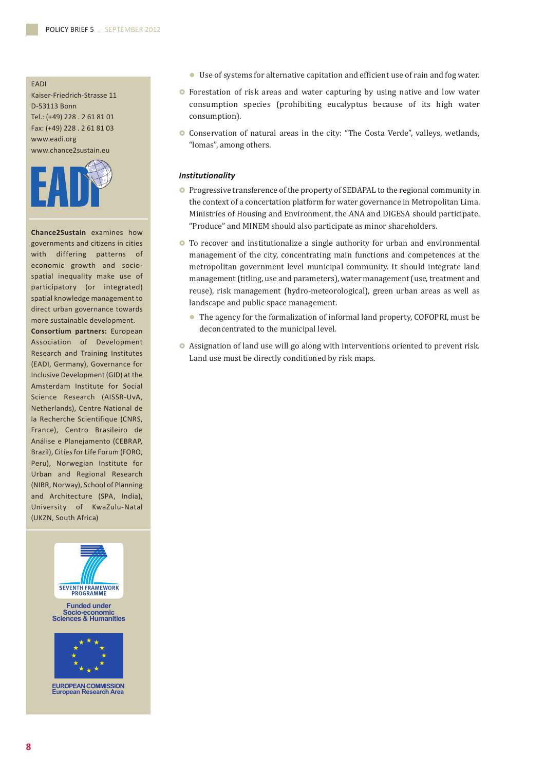- Use of systems for alternative capitation and efficient use of rain and fog water.

- Forestation of risk areas and water capturing by using native and low water consumption species (prohibiting eucalyptus because of its high water consumption).

- Conservation of natural areas in the city: "The Costa Verde", valleys, wetlands, "lomas", among others.

### *Institutionality*

- Progressive transference of the property of SEDAPAL to the regional community in the context of a concertation platform for water governance in Metropolitan Lima. Ministries of Housing and Environment, the ANA and DIGESA should participate. "Produce" and MINEM should also participate as minor shareholders.

- To recover and institutionalize a single authority for urban and environmental management of the city, concentrating main functions and competences at the metropolitan government level municipal community. It should integrate land management (titling, use and parameters), water management (use, treatment and reuse), risk management (hydro-meteorological), green urban areas as well as landscape and public space management.
  - The agency for the formalization of informal land property, COFOPRI, must be deconcentrated to the municipal level.

- Assignation of land use will go along with interventions oriented to prevent risk. Land use must be directly conditioned by risk maps.

EADI
Kaiser-Friedrich-Strasse 11
D-53113 Bonn
Tel.: (+49) 228 . 2 61 81 01
Fax: (+49) 228 . 2 61 81 03
www.eadi.org
www.chance2sustain.eu

EADI

**Chance2Sustain** examines how governments and citizens in cities with differing patterns of economic growth and socio-spatial inequality make use of participatory (or integrated) spatial knowledge management to direct urban governance towards more sustainable development.
**Consortium partners:** European Association of Development Research and Training Institutes (EADI, Germany), Governance for Inclusive Development (GID) at the Amsterdam Institute for Social Science Research (AISSR-UvA, Netherlands), Centre National de la Recherche Scientifique (CNRS, France), Centro Brasileiro de Análise e Planejamento (CEBRAP, Brazil), Cities for Life Forum (FORO, Peru), Norwegian Institute for Urban and Regional Research (NIBR, Norway), School of Planning and Architecture (SPA, India), University of KwaZulu-Natal (UKZN, South Africa)

SEVENTH FRAMEWORK PROGRAMME

Funded under Socio-economic Sciences & Humanities

EUROPEAN COMMISSION
European Research Area